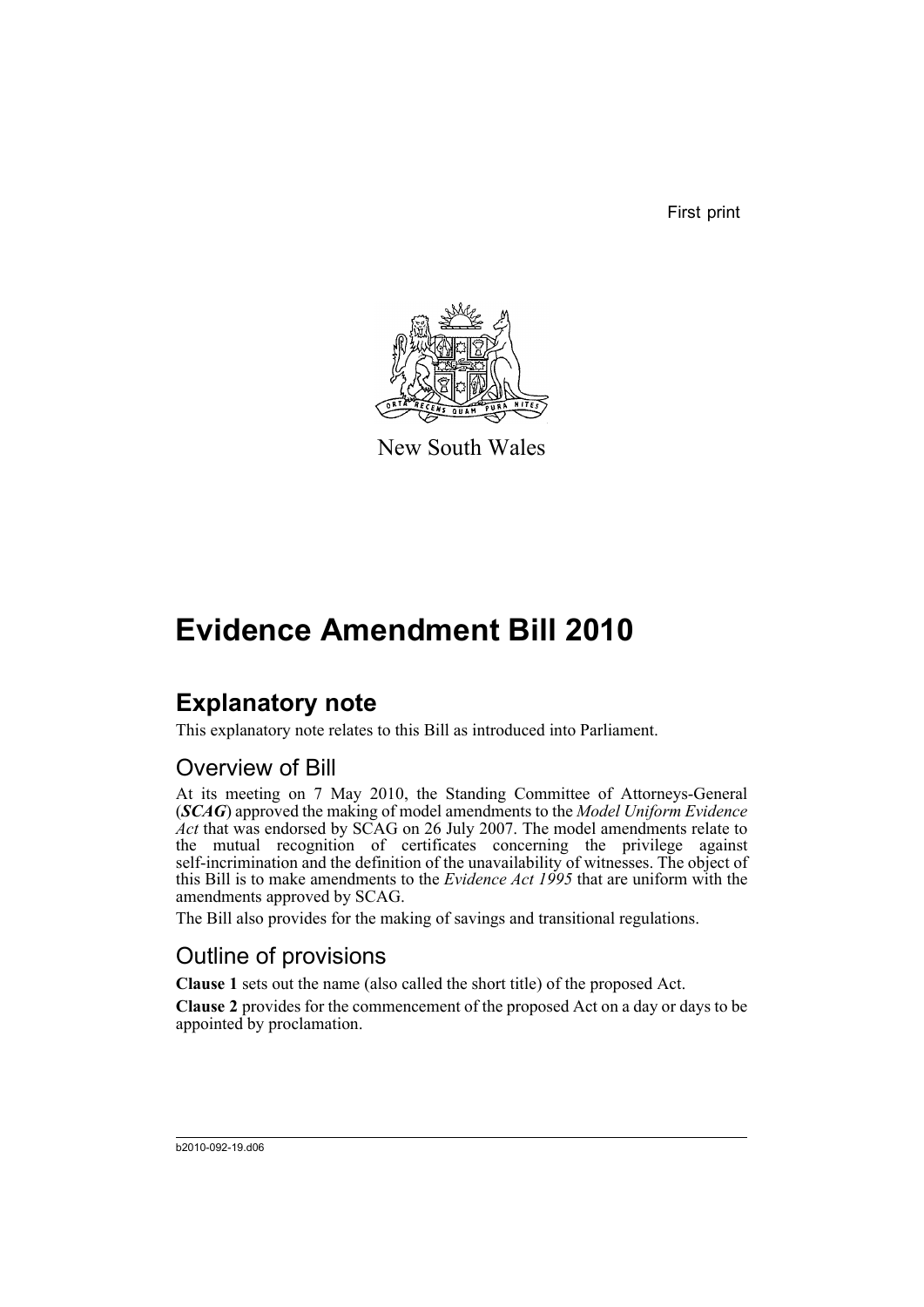First print

New South Wales

# Evidence Amendment Bill 2010

## Explanatory note

This explanatory note relates to this Bill as introduced into Parliament.

### Overview of Bill

At its meeting on 7 May 2010, the Standing Committee of Attorneys-General (***SCAG***) approved the making of model amendments to the *Model Uniform Evidence Act* that was endorsed by SCAG on 26 July 2007. The model amendments relate to the mutual recognition of certificates concerning the privilege against self-incrimination and the definition of the unavailability of witnesses. The object of this Bill is to make amendments to the *Evidence Act 1995* that are uniform with the amendments approved by SCAG.

The Bill also provides for the making of savings and transitional regulations.

### Outline of provisions

**Clause 1** sets out the name (also called the short title) of the proposed Act.

**Clause 2** provides for the commencement of the proposed Act on a day or days to be appointed by proclamation.

b2010-092-19.d06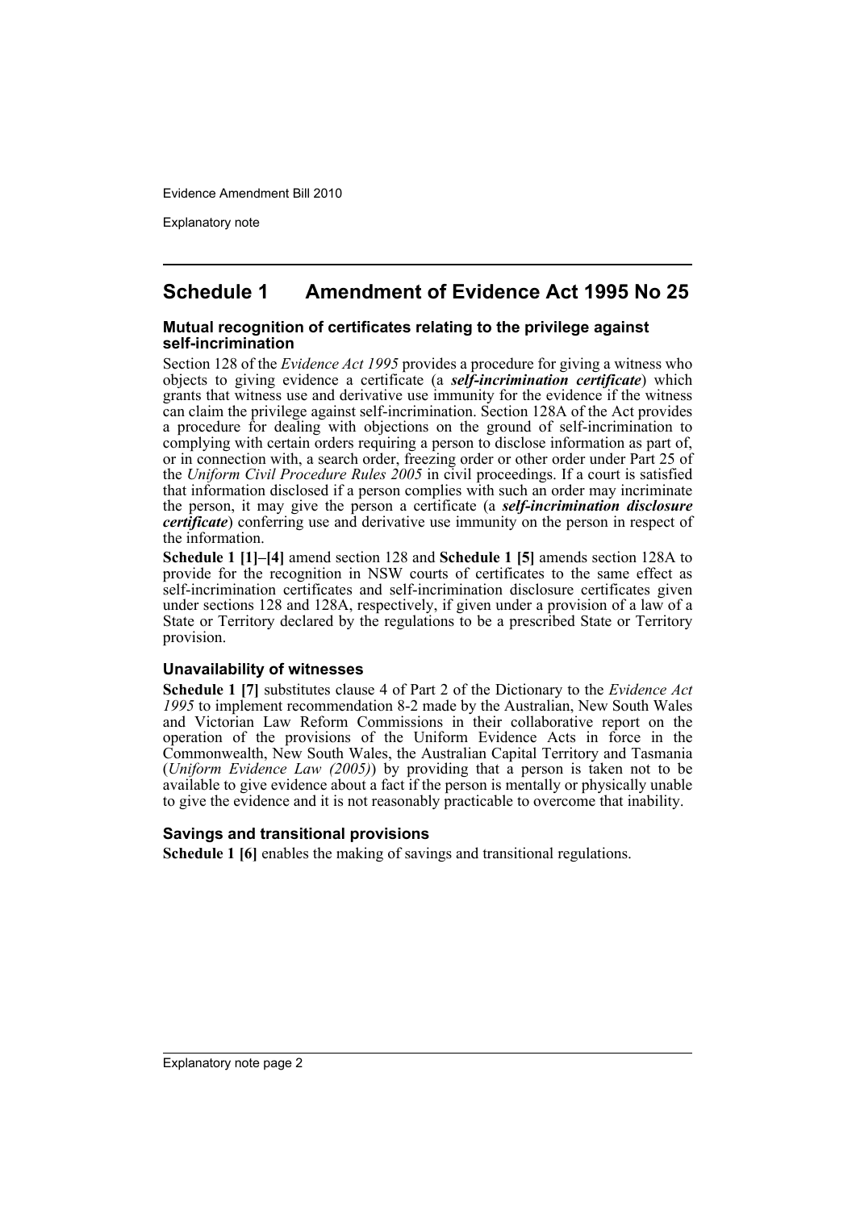## Schedule 1 Amendment of Evidence Act 1995 No 25

### Mutual recognition of certificates relating to the privilege against self-incrimination

Section 128 of the *Evidence Act 1995* provides a procedure for giving a witness who objects to giving evidence a certificate (a ***self-incrimination certificate***) which grants that witness use and derivative use immunity for the evidence if the witness can claim the privilege against self-incrimination. Section 128A of the Act provides a procedure for dealing with objections on the ground of self-incrimination to complying with certain orders requiring a person to disclose information as part of, or in connection with, a search order, freezing order or other order under Part 25 of the *Uniform Civil Procedure Rules 2005* in civil proceedings. If a court is satisfied that information disclosed if a person complies with such an order may incriminate the person, it may give the person a certificate (a ***self-incrimination disclosure certificate***) conferring use and derivative use immunity on the person in respect of the information.

**Schedule 1 [1]–[4]** amend section 128 and **Schedule 1 [5]** amends section 128A to provide for the recognition in NSW courts of certificates to the same effect as self-incrimination certificates and self-incrimination disclosure certificates given under sections 128 and 128A, respectively, if given under a provision of a law of a State or Territory declared by the regulations to be a prescribed State or Territory provision.

### Unavailability of witnesses

**Schedule 1 [7]** substitutes clause 4 of Part 2 of the Dictionary to the *Evidence Act 1995* to implement recommendation 8-2 made by the Australian, New South Wales and Victorian Law Reform Commissions in their collaborative report on the operation of the provisions of the Uniform Evidence Acts in force in the Commonwealth, New South Wales, the Australian Capital Territory and Tasmania (*Uniform Evidence Law (2005)*) by providing that a person is taken not to be available to give evidence about a fact if the person is mentally or physically unable to give the evidence and it is not reasonably practicable to overcome that inability.

### Savings and transitional provisions

**Schedule 1 [6]** enables the making of savings and transitional regulations.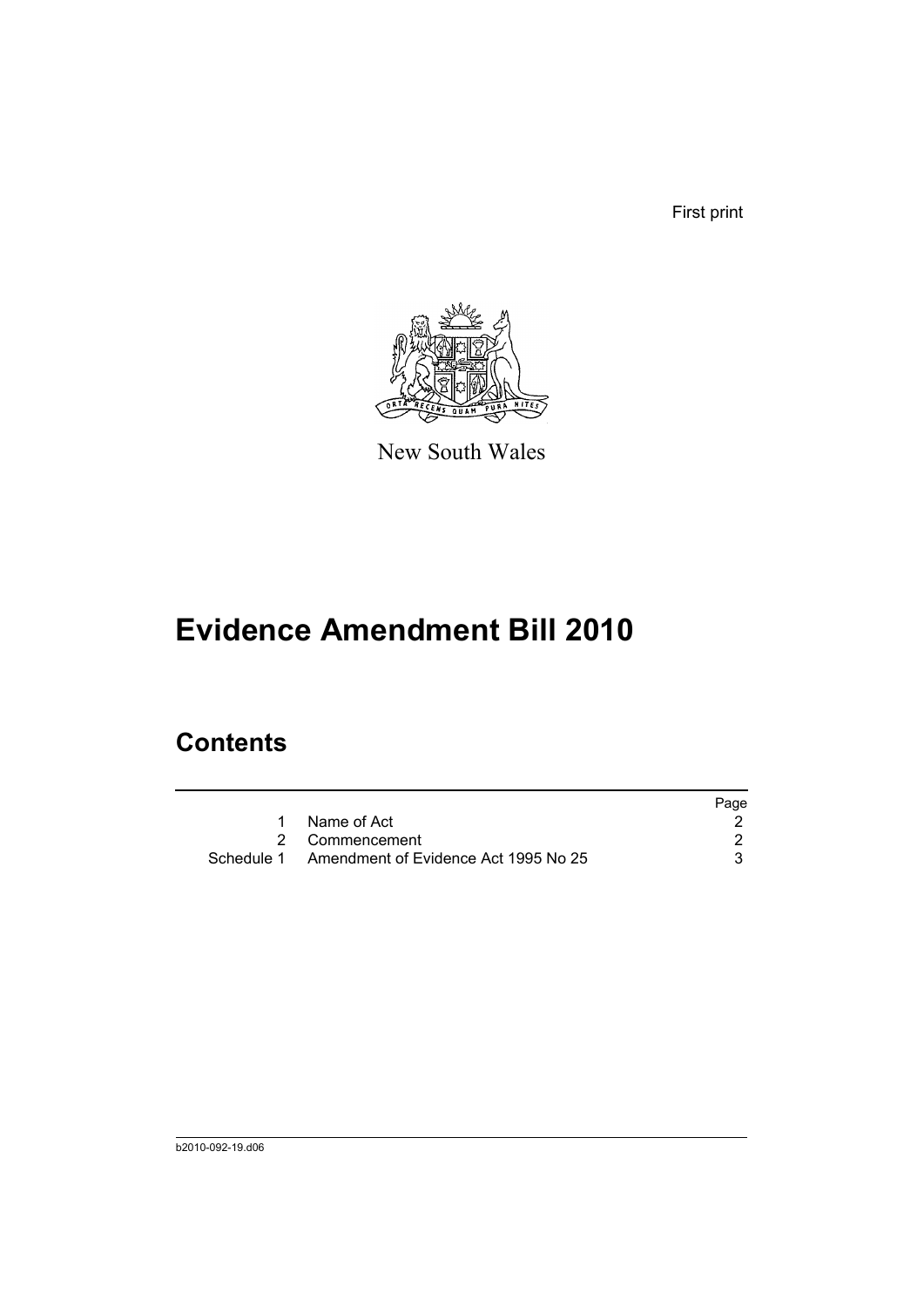First print

New South Wales

# Evidence Amendment Bill 2010

## Contents

| | | Page |
|---|---|---|
| 1 | Name of Act | 2 |
| 2 | Commencement | 2 |
| Schedule 1 | Amendment of Evidence Act 1995 No 25 | 3 |

b2010-092-19.d06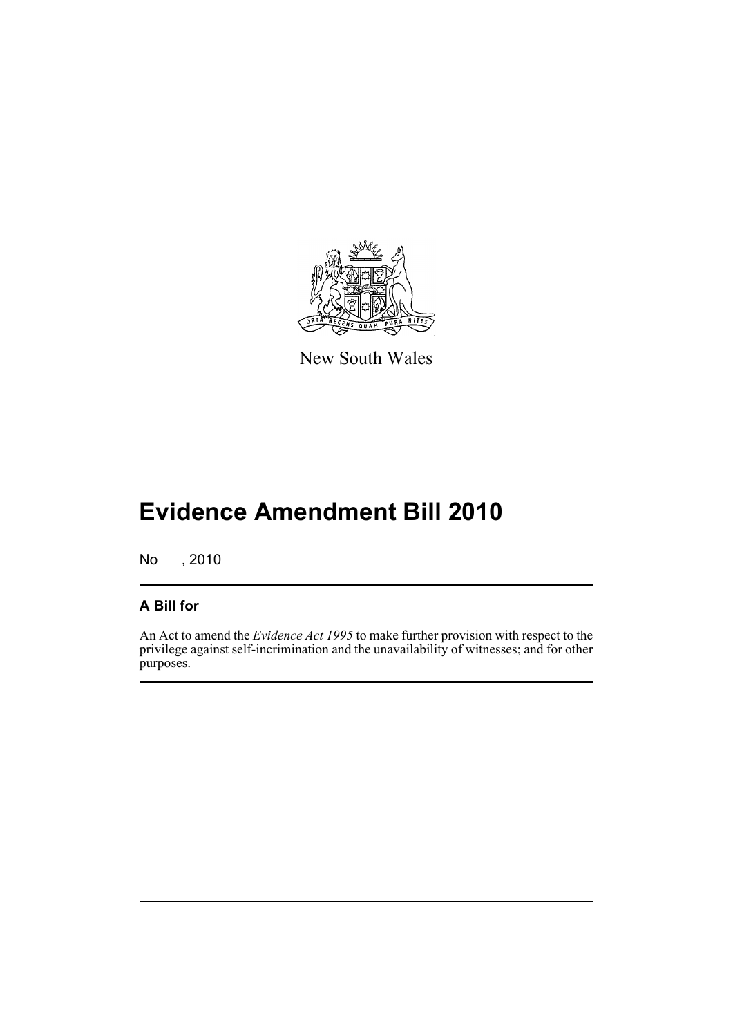New South Wales

# Evidence Amendment Bill 2010

No , 2010

## A Bill for

An Act to amend the *Evidence Act 1995* to make further provision with respect to the privilege against self-incrimination and the unavailability of witnesses; and for other purposes.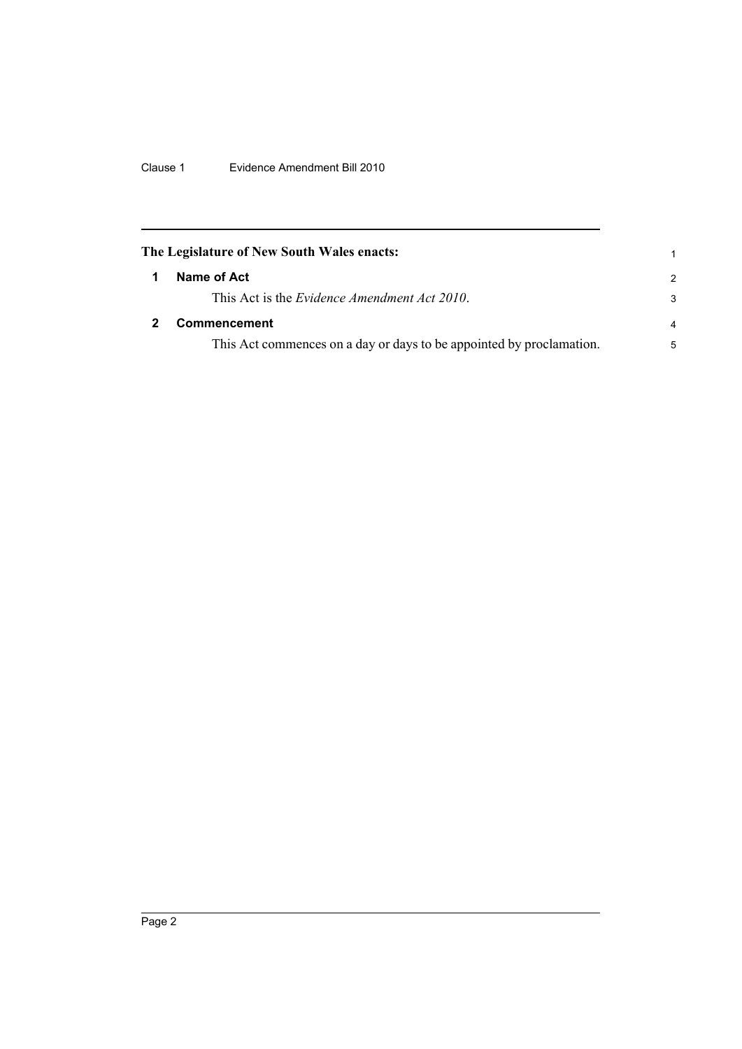**The Legislature of New South Wales enacts:**

## 1 Name of Act

This Act is the *Evidence Amendment Act 2010*.

## 2 Commencement

This Act commences on a day or days to be appointed by proclamation.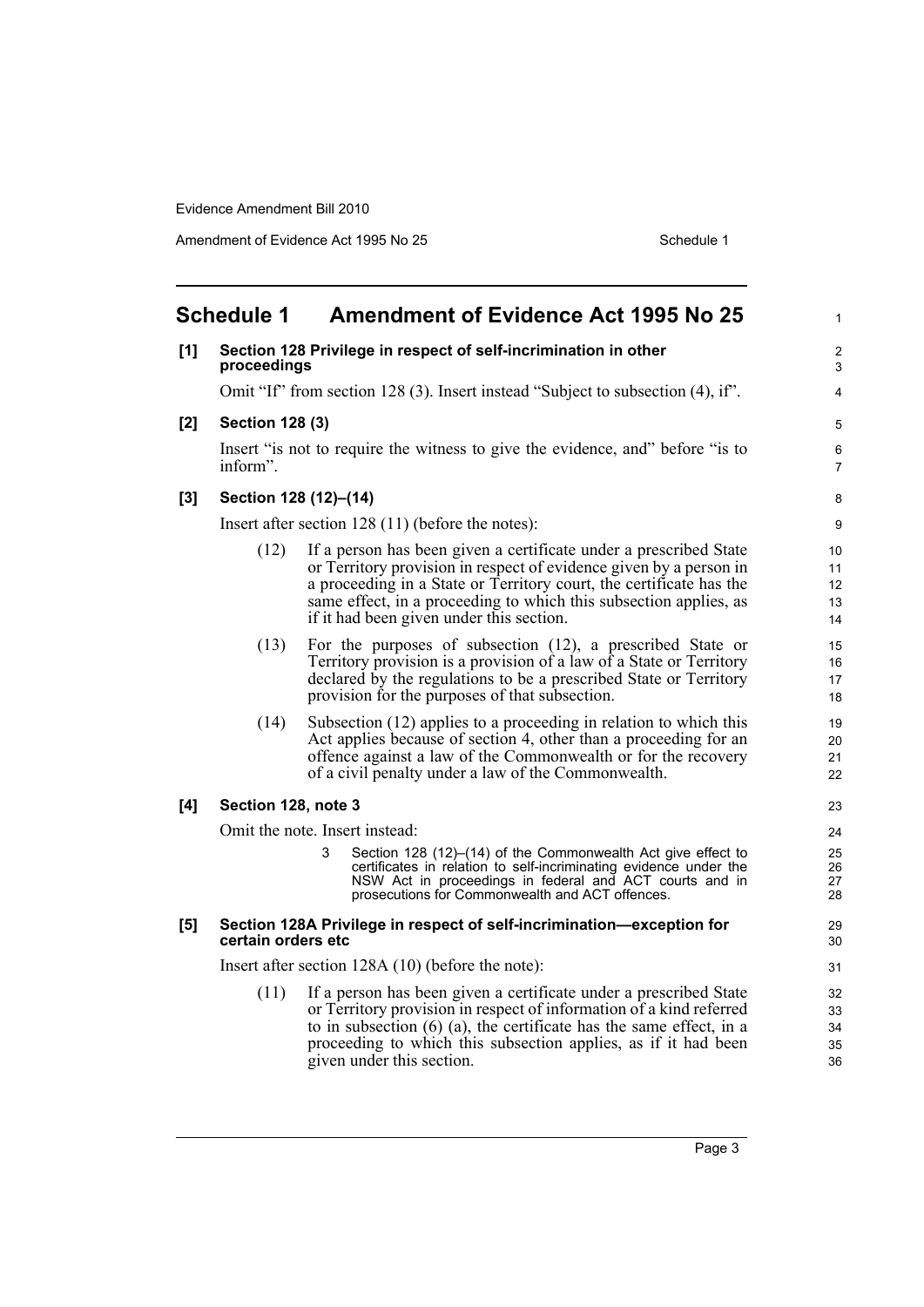## Schedule 1 Amendment of Evidence Act 1995 No 25

**[1] Section 128 Privilege in respect of self-incrimination in other proceedings**

Omit "If" from section 128 (3). Insert instead "Subject to subsection (4), if".

**[2] Section 128 (3)**

Insert "is not to require the witness to give the evidence, and" before "is to inform".

**[3] Section 128 (12)–(14)**

Insert after section 128 (11) (before the notes):

(12) If a person has been given a certificate under a prescribed State or Territory provision in respect of evidence given by a person in a proceeding in a State or Territory court, the certificate has the same effect, in a proceeding to which this subsection applies, as if it had been given under this section.

(13) For the purposes of subsection (12), a prescribed State or Territory provision is a provision of a law of a State or Territory declared by the regulations to be a prescribed State or Territory provision for the purposes of that subsection.

(14) Subsection (12) applies to a proceeding in relation to which this Act applies because of section 4, other than a proceeding for an offence against a law of the Commonwealth or for the recovery of a civil penalty under a law of the Commonwealth.

**[4] Section 128, note 3**

Omit the note. Insert instead:

3 Section 128 (12)–(14) of the Commonwealth Act give effect to certificates in relation to self-incriminating evidence under the NSW Act in proceedings in federal and ACT courts and in prosecutions for Commonwealth and ACT offences.

**[5] Section 128A Privilege in respect of self-incrimination—exception for certain orders etc**

Insert after section 128A (10) (before the note):

(11) If a person has been given a certificate under a prescribed State or Territory provision in respect of information of a kind referred to in subsection (6) (a), the certificate has the same effect, in a proceeding to which this subsection applies, as if it had been given under this section.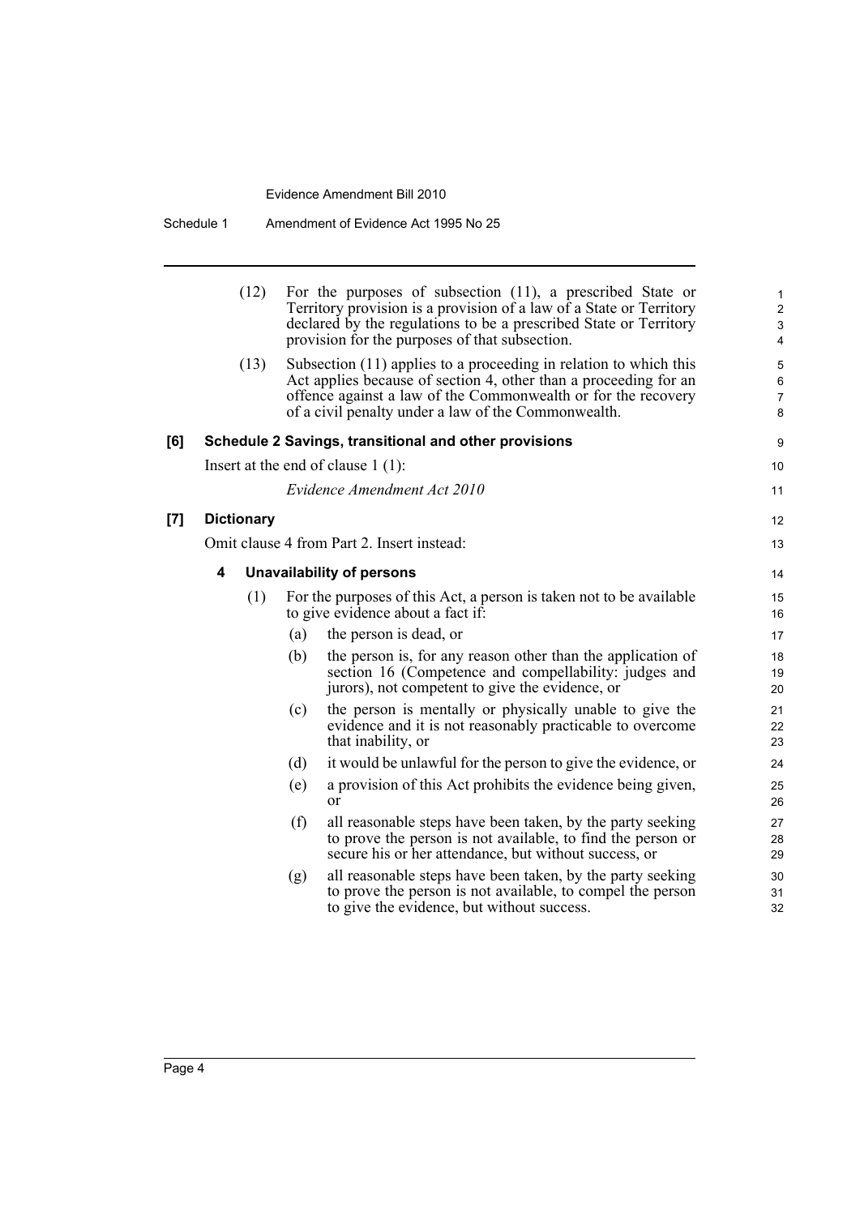(12) For the purposes of subsection (11), a prescribed State or Territory provision is a provision of a law of a State or Territory declared by the regulations to be a prescribed State or Territory provision for the purposes of that subsection.

(13) Subsection (11) applies to a proceeding in relation to which this Act applies because of section 4, other than a proceeding for an offence against a law of the Commonwealth or for the recovery of a civil penalty under a law of the Commonwealth.

**[6] Schedule 2 Savings, transitional and other provisions**

Insert at the end of clause 1 (1):

*Evidence Amendment Act 2010*

**[7] Dictionary**

Omit clause 4 from Part 2. Insert instead:

**4 Unavailability of persons**

(1) For the purposes of this Act, a person is taken not to be available to give evidence about a fact if:

(a) the person is dead, or

(b) the person is, for any reason other than the application of section 16 (Competence and compellability: judges and jurors), not competent to give the evidence, or

(c) the person is mentally or physically unable to give the evidence and it is not reasonably practicable to overcome that inability, or

(d) it would be unlawful for the person to give the evidence, or

(e) a provision of this Act prohibits the evidence being given, or

(f) all reasonable steps have been taken, by the party seeking to prove the person is not available, to find the person or secure his or her attendance, but without success, or

(g) all reasonable steps have been taken, by the party seeking to prove the person is not available, to compel the person to give the evidence, but without success.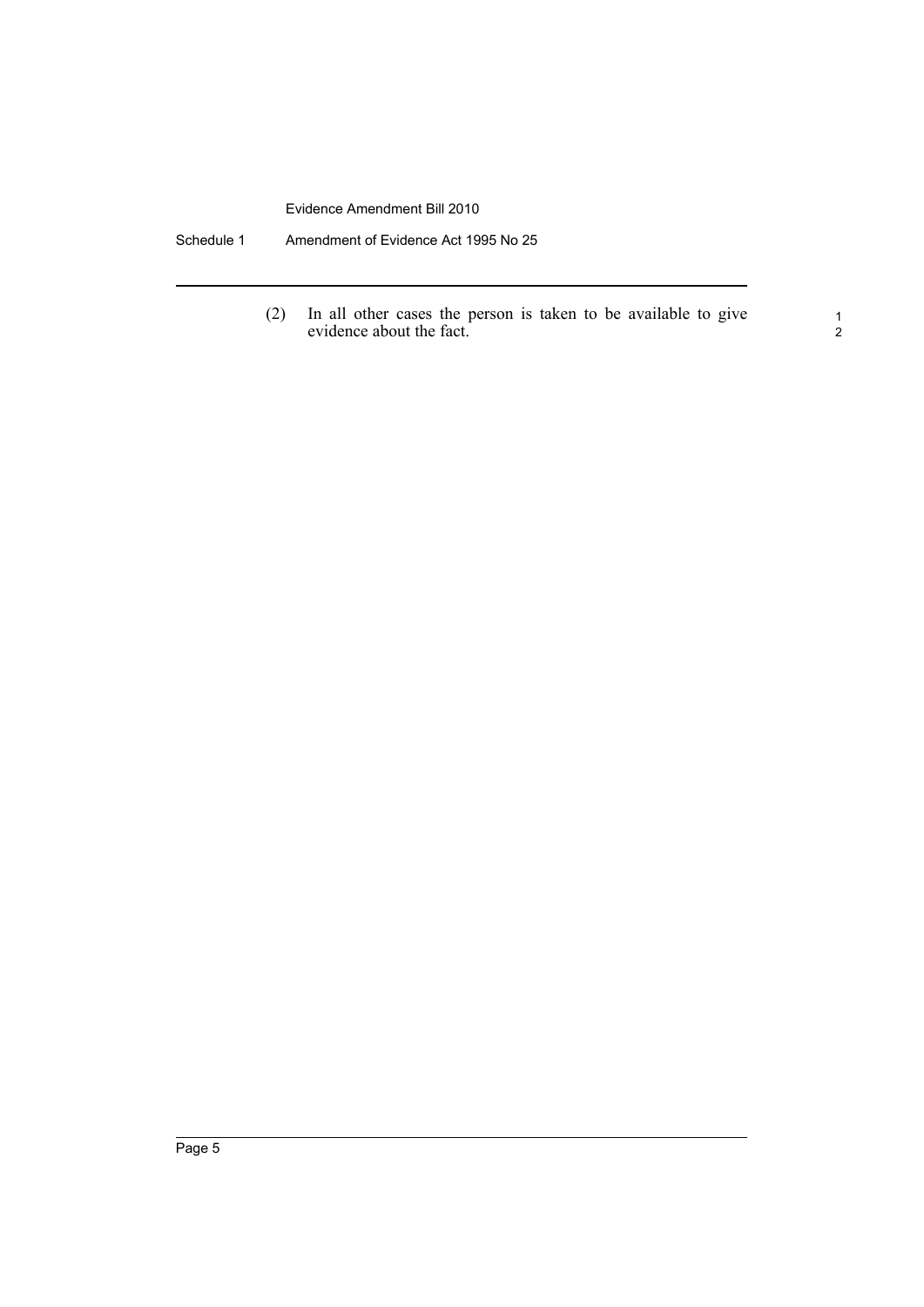(2) In all other cases the person is taken to be available to give evidence about the fact.